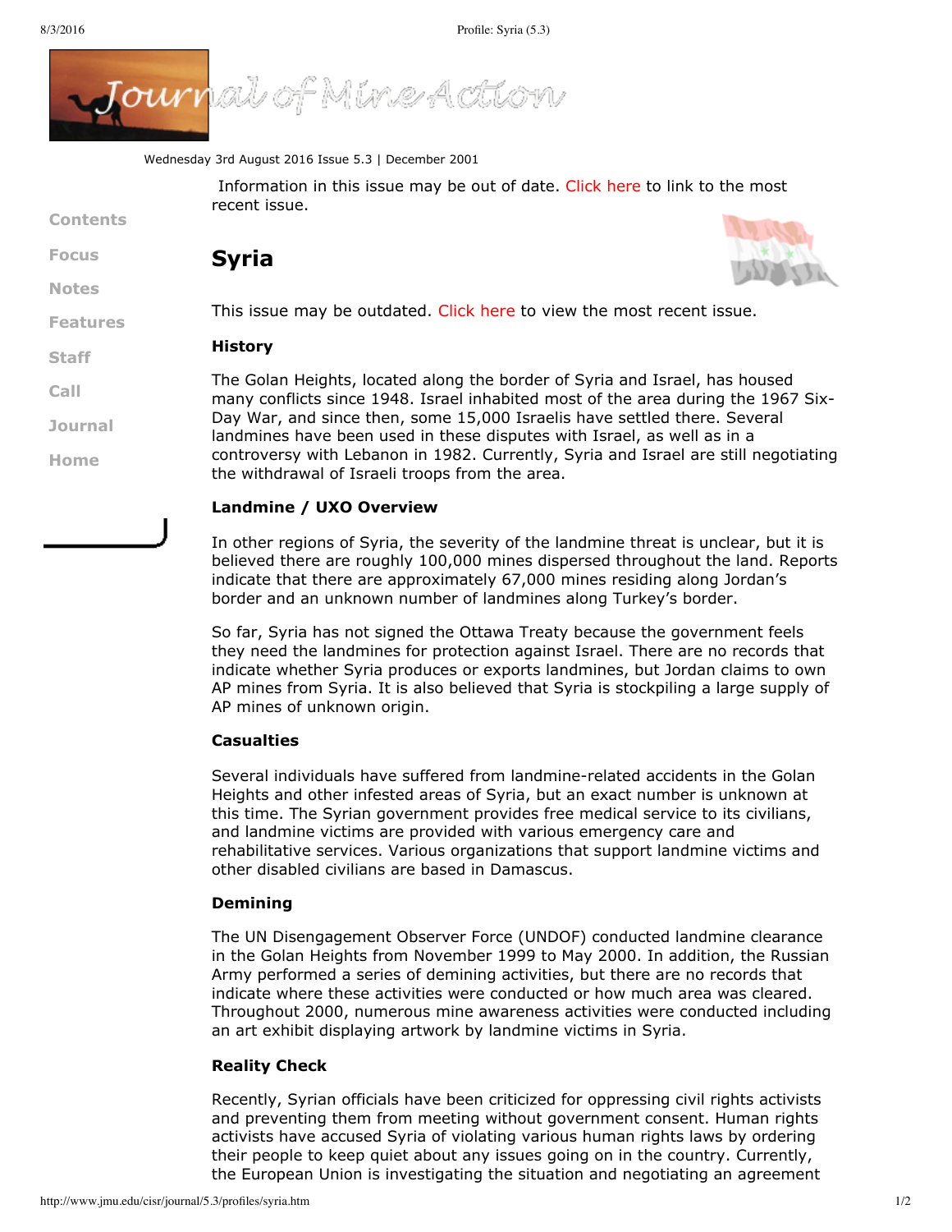Wednesday 3rd August 2016 Issue 5.3 | December 2001

Information in this issue may be out of date. Click here to link to the most recent issue.

# Syria

This issue may be outdated. Click here to view the most recent issue.

### History

The Golan Heights, located along the border of Syria and Israel, has housed many conflicts since 1948. Israel inhabited most of the area during the 1967 Six-Day War, and since then, some 15,000 Israelis have settled there. Several landmines have been used in these disputes with Israel, as well as in a controversy with Lebanon in 1982. Currently, Syria and Israel are still negotiating the withdrawal of Israeli troops from the area.

### Landmine / UXO Overview

In other regions of Syria, the severity of the landmine threat is unclear, but it is believed there are roughly 100,000 mines dispersed throughout the land. Reports indicate that there are approximately 67,000 mines residing along Jordan's border and an unknown number of landmines along Turkey's border.

So far, Syria has not signed the Ottawa Treaty because the government feels they need the landmines for protection against Israel. There are no records that indicate whether Syria produces or exports landmines, but Jordan claims to own AP mines from Syria. It is also believed that Syria is stockpiling a large supply of AP mines of unknown origin.

### Casualties

Several individuals have suffered from landmine-related accidents in the Golan Heights and other infested areas of Syria, but an exact number is unknown at this time. The Syrian government provides free medical service to its civilians, and landmine victims are provided with various emergency care and rehabilitative services. Various organizations that support landmine victims and other disabled civilians are based in Damascus.

### Demining

The UN Disengagement Observer Force (UNDOF) conducted landmine clearance in the Golan Heights from November 1999 to May 2000. In addition, the Russian Army performed a series of demining activities, but there are no records that indicate where these activities were conducted or how much area was cleared. Throughout 2000, numerous mine awareness activities were conducted including an art exhibit displaying artwork by landmine victims in Syria.

### Reality Check

Recently, Syrian officials have been criticized for oppressing civil rights activists and preventing them from meeting without government consent. Human rights activists have accused Syria of violating various human rights laws by ordering their people to keep quiet about any issues going on in the country. Currently, the European Union is investigating the situation and negotiating an agreement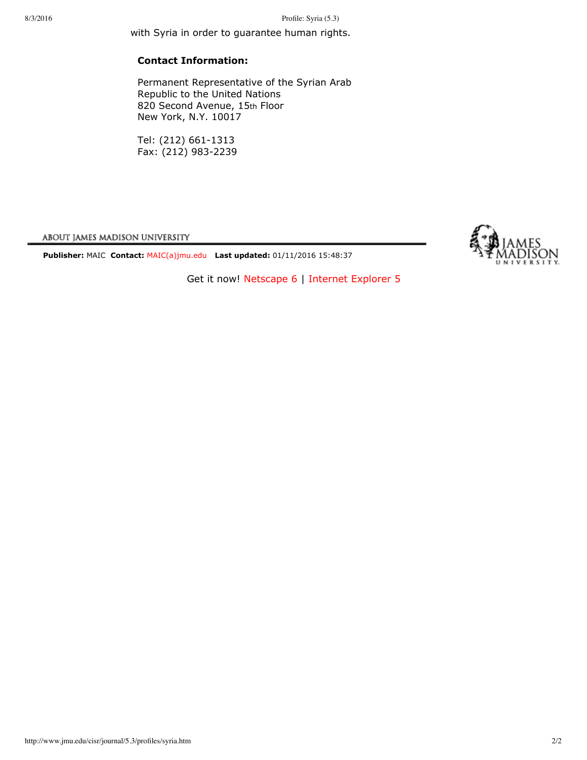with Syria in order to guarantee human rights.

**Contact Information:**

Permanent Representative of the Syrian Arab Republic to the United Nations
820 Second Avenue, 15th Floor
New York, N.Y. 10017

Tel: (212) 661-1313
Fax: (212) 983-2239

ABOUT JAMES MADISON UNIVERSITY

**Publisher:** MAIC **Contact:** MAIC(a)jmu.edu **Last updated:** 01/11/2016 15:48:37

Get it now! Netscape 6 | Internet Explorer 5